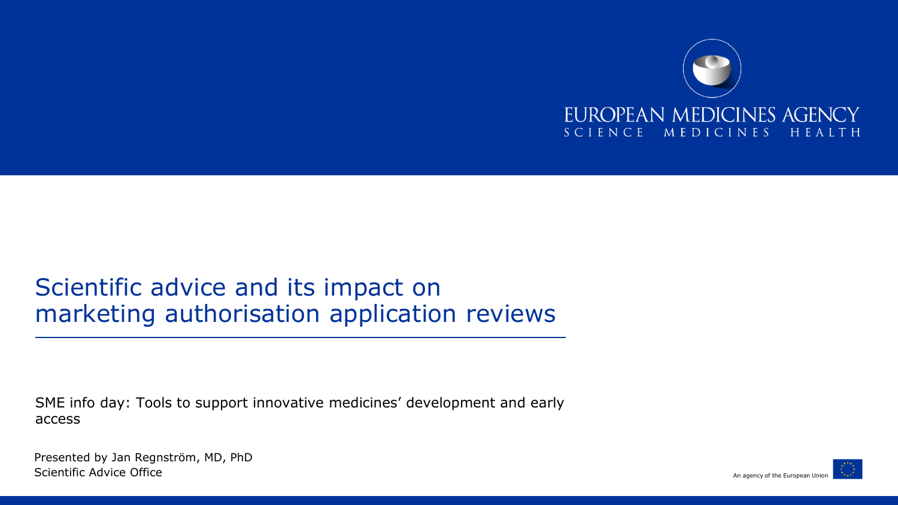EUROPEAN MEDICINES AGENCY
SCIENCE MEDICINES HEALTH

# Scientific advice and its impact on marketing authorisation application reviews

SME info day: Tools to support innovative medicines' development and early access

Presented by Jan Regnström, MD, PhD
Scientific Advice Office

An agency of the European Union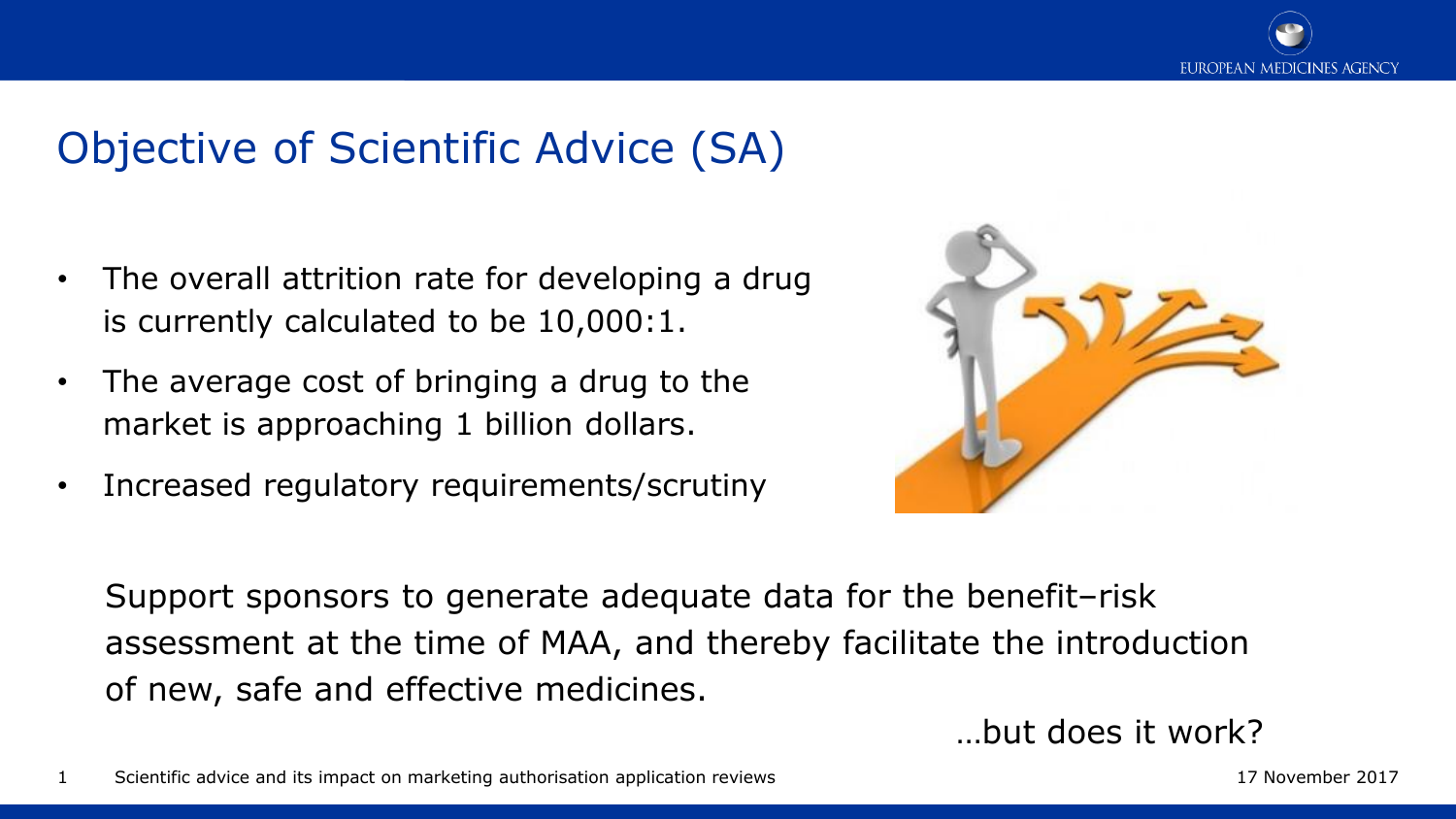# Objective of Scientific Advice (SA)

- The overall attrition rate for developing a drug is currently calculated to be 10,000:1.
- The average cost of bringing a drug to the market is approaching 1 billion dollars.
- Increased regulatory requirements/scrutiny

Support sponsors to generate adequate data for the benefit–risk assessment at the time of MAA, and thereby facilitate the introduction of new, safe and effective medicines.

…but does it work?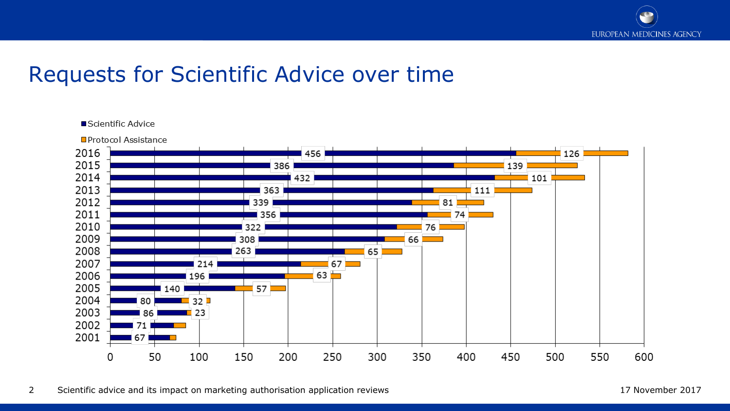# Requests for Scientific Advice over time

| Year | Scientific Advice | Protocol Assistance |
|---|---|---|
| 2016 | 456 | 126 |
| 2015 | 386 | 139 |
| 2014 | 432 | 101 |
| 2013 | 363 | 111 |
| 2012 | 339 | 81 |
| 2011 | 356 | 74 |
| 2010 | 322 | 76 |
| 2009 | 308 | 66 |
| 2008 | 263 | 65 |
| 2007 | 214 | 67 |
| 2006 | 196 | 63 |
| 2005 | 140 | 57 |
| 2004 | 80 | 32 |
| 2003 | 86 | 23 |
| 2002 | 71 | |
| 2001 | 67 | |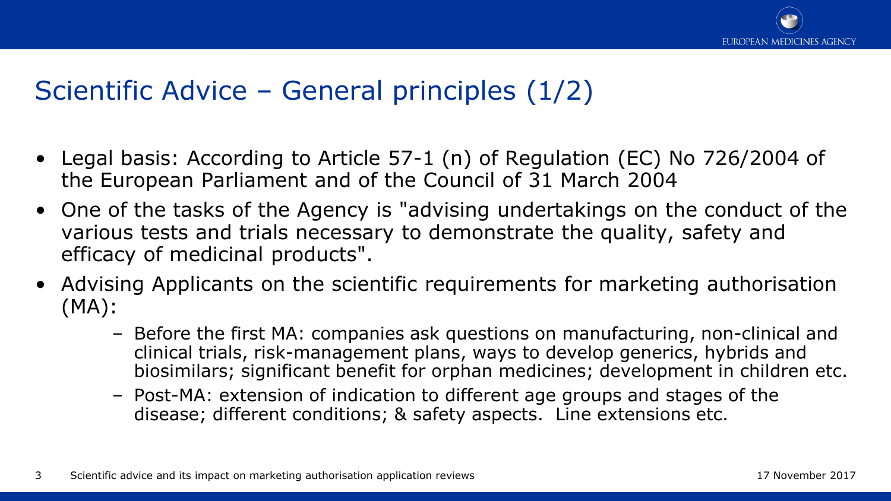## Scientific Advice – General principles (1/2)

- Legal basis: According to Article 57-1 (n) of Regulation (EC) No 726/2004 of the European Parliament and of the Council of 31 March 2004
- One of the tasks of the Agency is "advising undertakings on the conduct of the various tests and trials necessary to demonstrate the quality, safety and efficacy of medicinal products".
- Advising Applicants on the scientific requirements for marketing authorisation (MA):
  - Before the first MA: companies ask questions on manufacturing, non-clinical and clinical trials, risk-management plans, ways to develop generics, hybrids and biosimilars; significant benefit for orphan medicines; development in children etc.
  - Post-MA: extension of indication to different age groups and stages of the disease; different conditions; & safety aspects. Line extensions etc.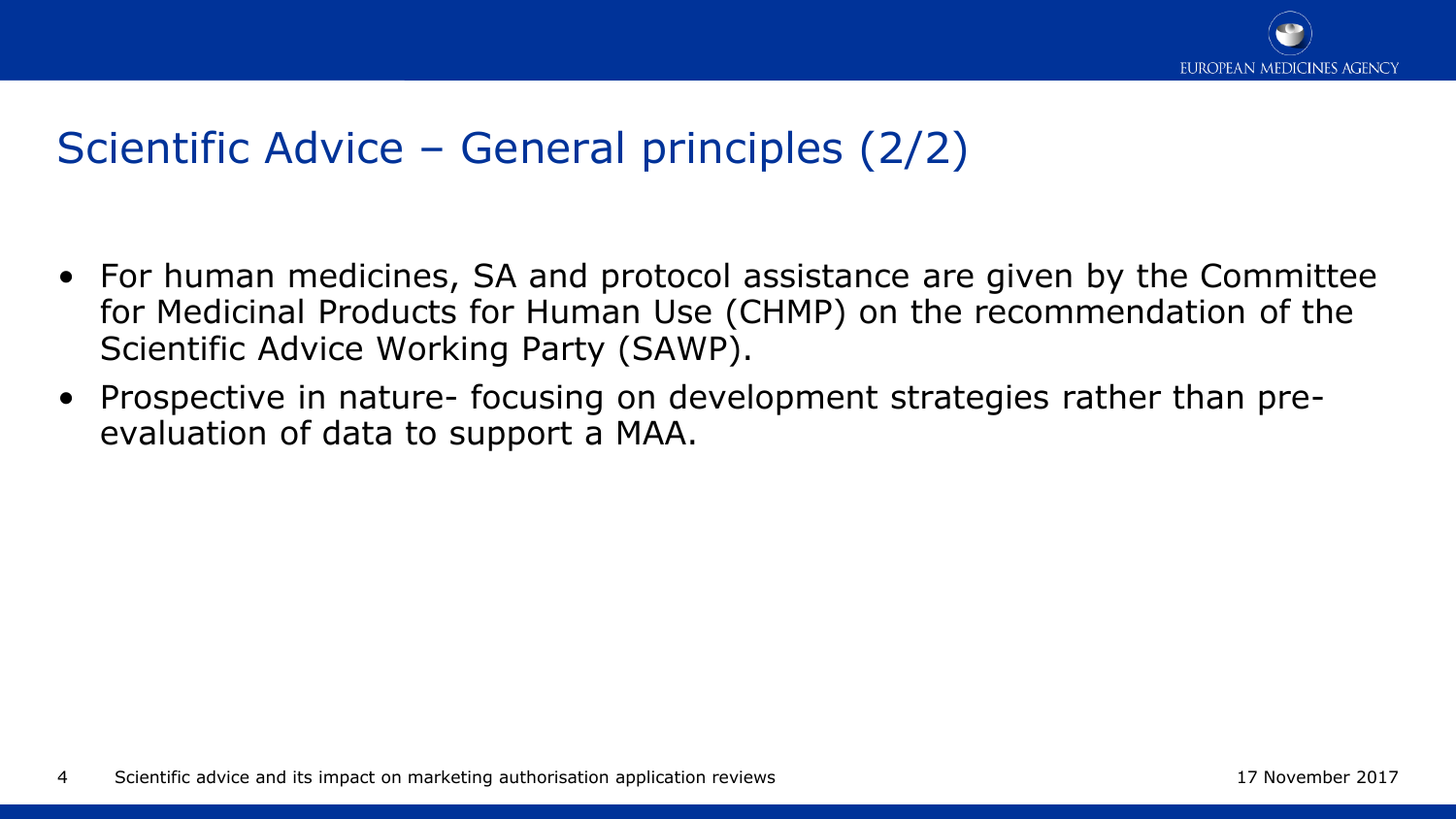## Scientific Advice – General principles (2/2)

- For human medicines, SA and protocol assistance are given by the Committee for Medicinal Products for Human Use (CHMP) on the recommendation of the Scientific Advice Working Party (SAWP).
- Prospective in nature- focusing on development strategies rather than pre-evaluation of data to support a MAA.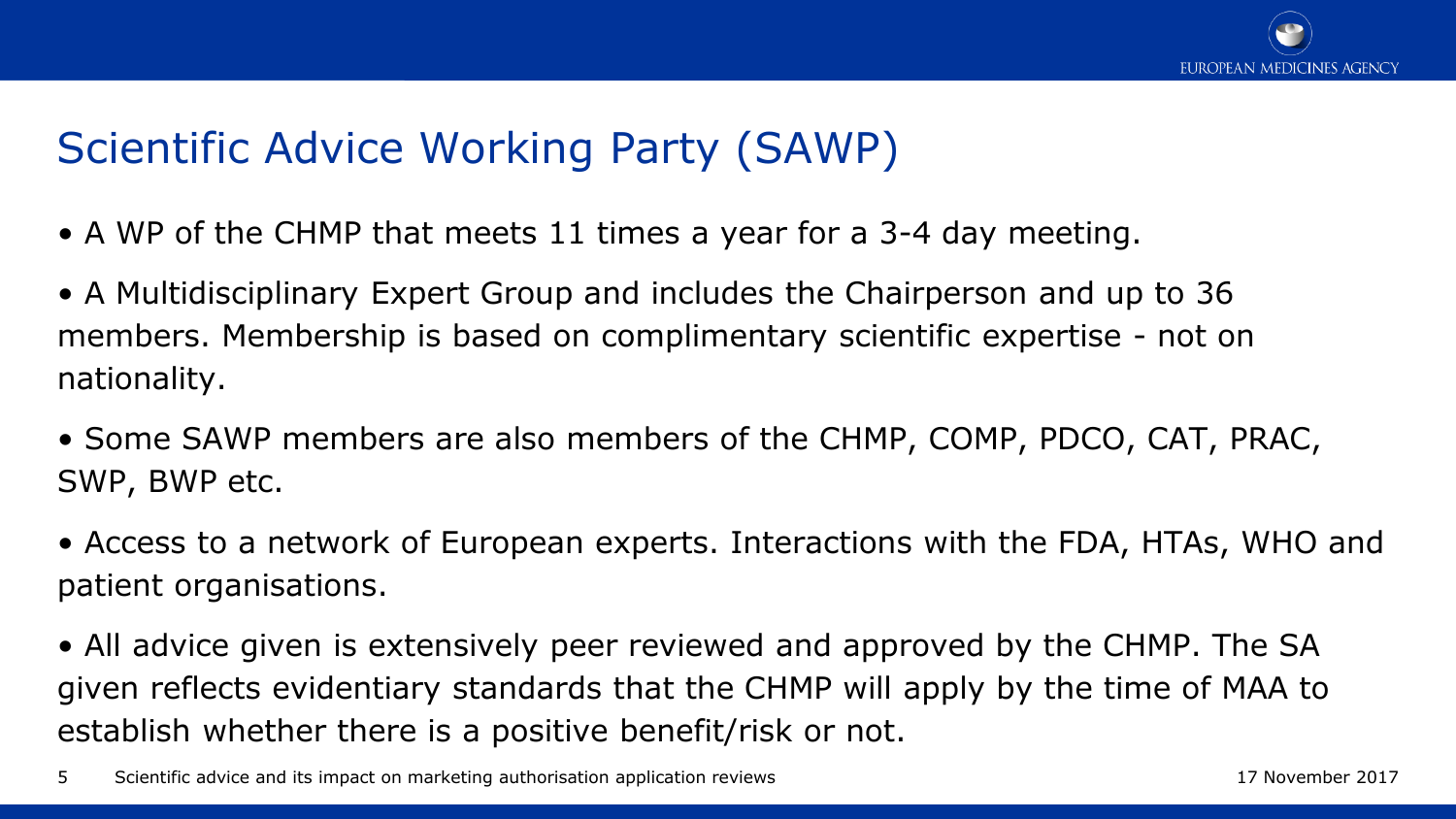# Scientific Advice Working Party (SAWP)

- A WP of the CHMP that meets 11 times a year for a 3-4 day meeting.
- A Multidisciplinary Expert Group and includes the Chairperson and up to 36 members. Membership is based on complimentary scientific expertise - not on nationality.
- Some SAWP members are also members of the CHMP, COMP, PDCO, CAT, PRAC, SWP, BWP etc.
- Access to a network of European experts. Interactions with the FDA, HTAs, WHO and patient organisations.
- All advice given is extensively peer reviewed and approved by the CHMP. The SA given reflects evidentiary standards that the CHMP will apply by the time of MAA to establish whether there is a positive benefit/risk or not.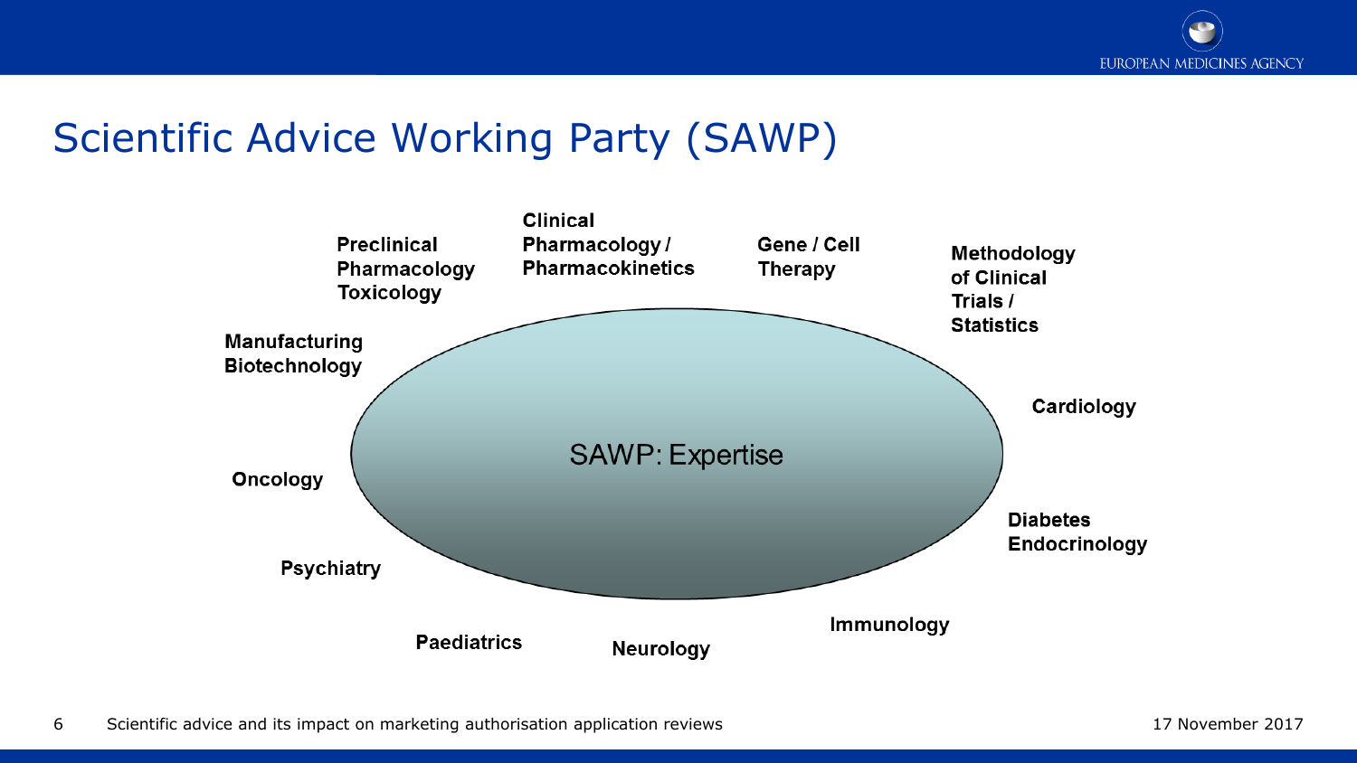# Scientific Advice Working Party (SAWP)

SAWP: Expertise

- Preclinical Pharmacology Toxicology
- Clinical Pharmacology / Pharmacokinetics
- Gene / Cell Therapy
- Methodology of Clinical Trials / Statistics
- Cardiology
- Diabetes Endocrinology
- Immunology
- Neurology
- Paediatrics
- Psychiatry
- Oncology
- Manufacturing Biotechnology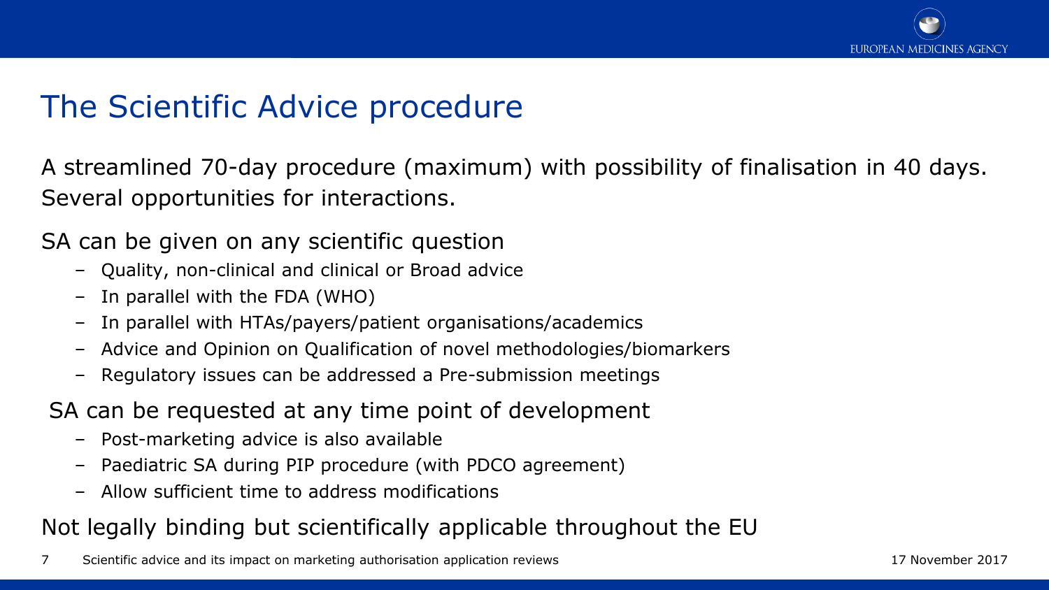# The Scientific Advice procedure

A streamlined 70-day procedure (maximum) with possibility of finalisation in 40 days. Several opportunities for interactions.

SA can be given on any scientific question

- Quality, non-clinical and clinical or Broad advice
- In parallel with the FDA (WHO)
- In parallel with HTAs/payers/patient organisations/academics
- Advice and Opinion on Qualification of novel methodologies/biomarkers
- Regulatory issues can be addressed a Pre-submission meetings

SA can be requested at any time point of development

- Post-marketing advice is also available
- Paediatric SA during PIP procedure (with PDCO agreement)
- Allow sufficient time to address modifications

Not legally binding but scientifically applicable throughout the EU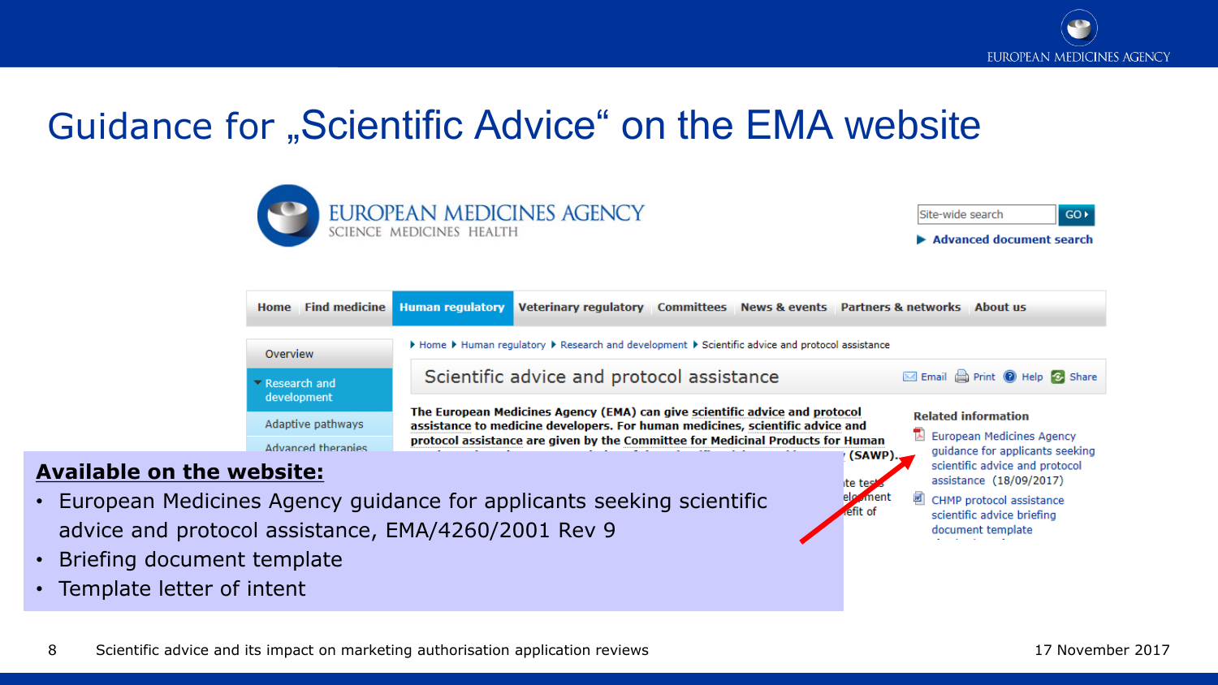# Guidance for „Scientific Advice“ on the EMA website

EUROPEAN MEDICINES AGENCY
SCIENCE MEDICINES HEALTH

Site-wide search GO

Advanced document search

Home | Find medicine | Human regulatory | Veterinary regulatory | Committees | News & events | Partners & networks | About us

Overview

Research and development

Adaptive pathways

Advanced therapies

Home ▸ Human regulatory ▸ Research and development ▸ Scientific advice and protocol assistance

## Scientific advice and protocol assistance

Email Print Help Share

**The European Medicines Agency (EMA) can give scientific advice and protocol assistance to medicine developers. For human medicines, scientific advice and protocol assistance are given by the Committee for Medicinal Products for Human ... (SAWP).**

**Related information**

- European Medicines Agency guidance for applicants seeking scientific advice and protocol assistance (18/09/2017)
- CHMP protocol assistance scientific advice briefing document template

**Available on the website:**

- European Medicines Agency guidance for applicants seeking scientific advice and protocol assistance, EMA/4260/2001 Rev 9
- Briefing document template
- Template letter of intent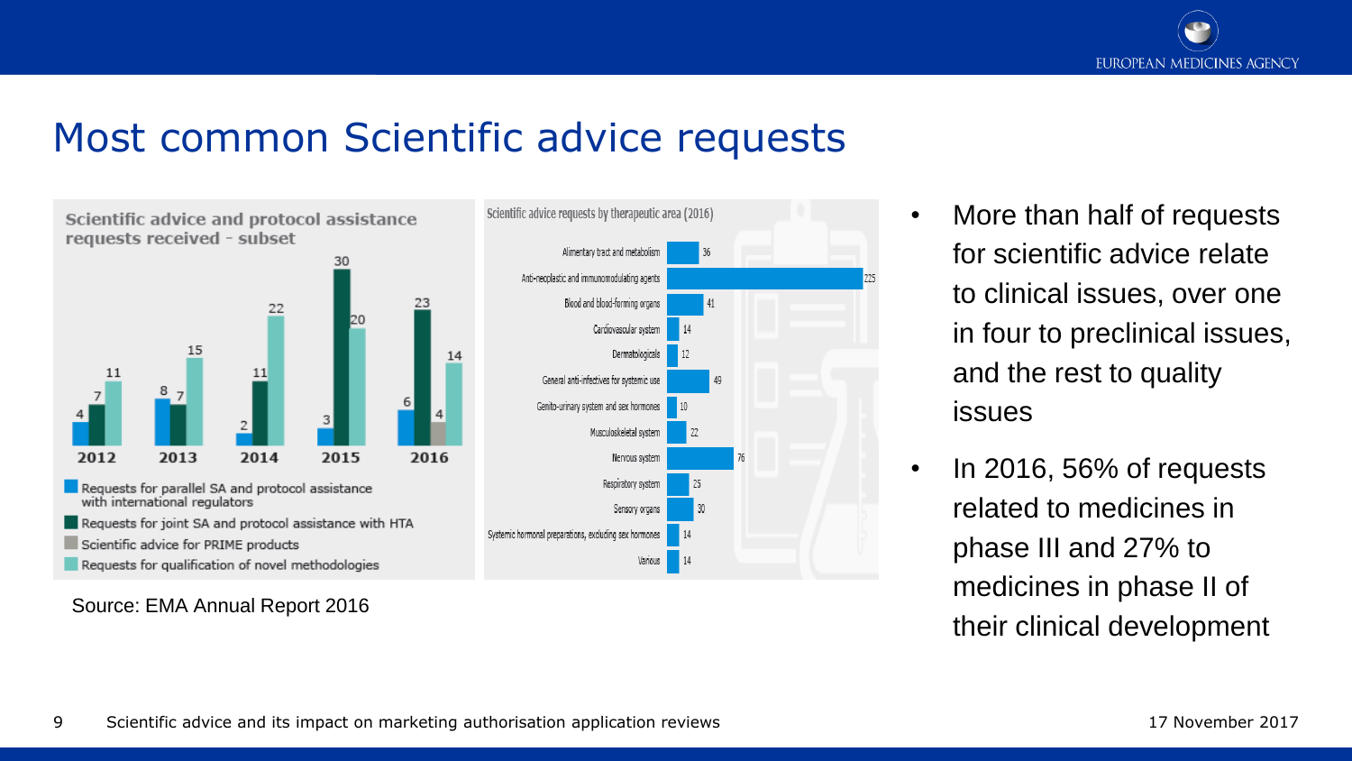# Most common Scientific advice requests

**Scientific advice and protocol assistance requests received - subset**

| Year | Requests for parallel SA and protocol assistance with international regulators | Requests for joint SA and protocol assistance with HTA | Scientific advice for PRIME products | Requests for qualification of novel methodologies |
|---|---|---|---|---|
| 2012 | 4 | 7 | | 11 |
| 2013 | 8 | 7 | | 15 |
| 2014 | 2 | 11 | | 22 |
| 2015 | 3 | 30 | | 20 |
| 2016 | 6 | 23 | 4 | 14 |

**Scientific advice requests by therapeutic area (2016)**

| Therapeutic area | Requests |
|---|---|
| Alimentary tract and metabolism | 36 |
| Anti-neoplastic and immunomodulating agents | 225 |
| Blood and blood-forming organs | 41 |
| Cardiovascular system | 14 |
| Dermatologicals | 12 |
| General anti-infectives for systemic use | 49 |
| Genito-urinary system and sex hormones | 10 |
| Musculoskeletal system | 22 |
| Nervous system | 76 |
| Respiratory system | 25 |
| Sensory organs | 30 |
| Systemic hormonal preparations, excluding sex hormones | 14 |
| Various | 14 |

Source: EMA Annual Report 2016

- More than half of requests for scientific advice relate to clinical issues, over one in four to preclinical issues, and the rest to quality issues
- In 2016, 56% of requests related to medicines in phase III and 27% to medicines in phase II of their clinical development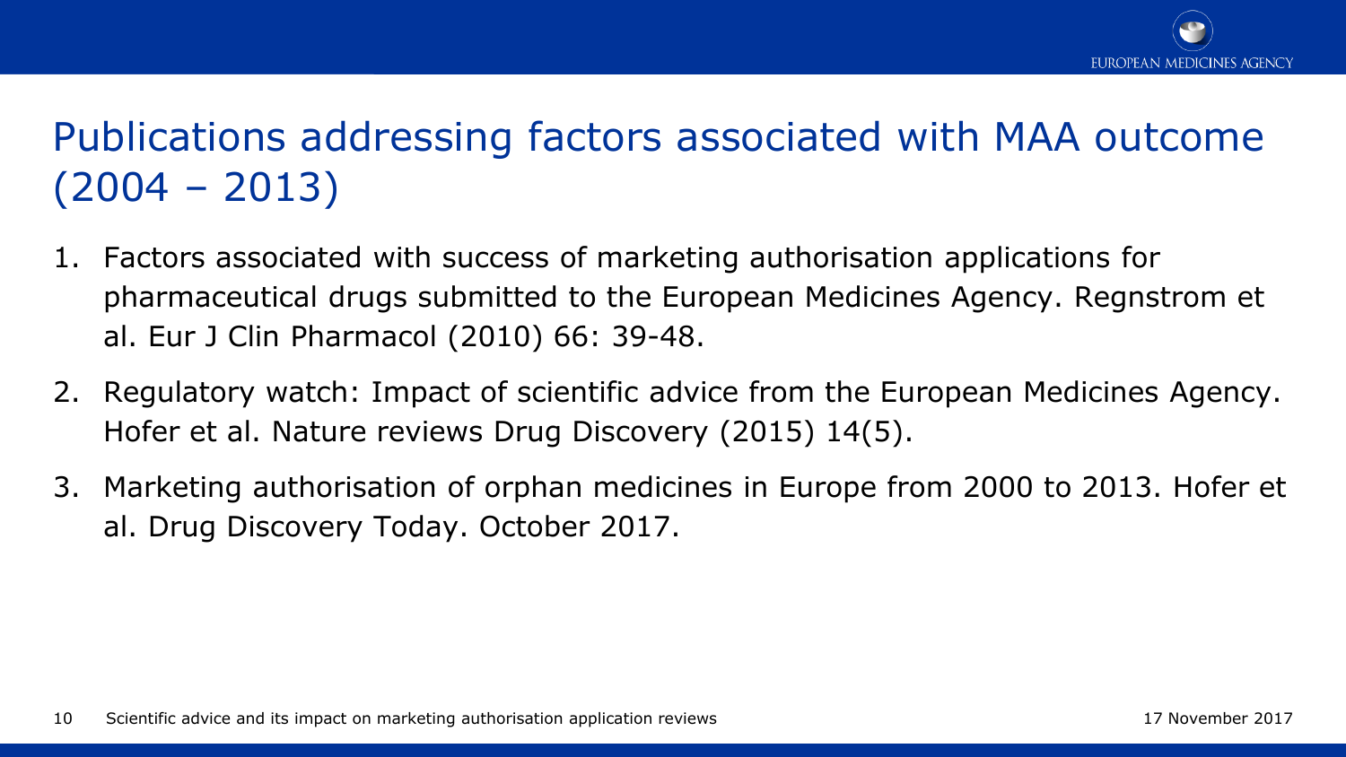# Publications addressing factors associated with MAA outcome (2004 – 2013)

1. Factors associated with success of marketing authorisation applications for pharmaceutical drugs submitted to the European Medicines Agency. Regnstrom et al. Eur J Clin Pharmacol (2010) 66: 39-48.
2. Regulatory watch: Impact of scientific advice from the European Medicines Agency. Hofer et al. Nature reviews Drug Discovery (2015) 14(5).
3. Marketing authorisation of orphan medicines in Europe from 2000 to 2013. Hofer et al. Drug Discovery Today. October 2017.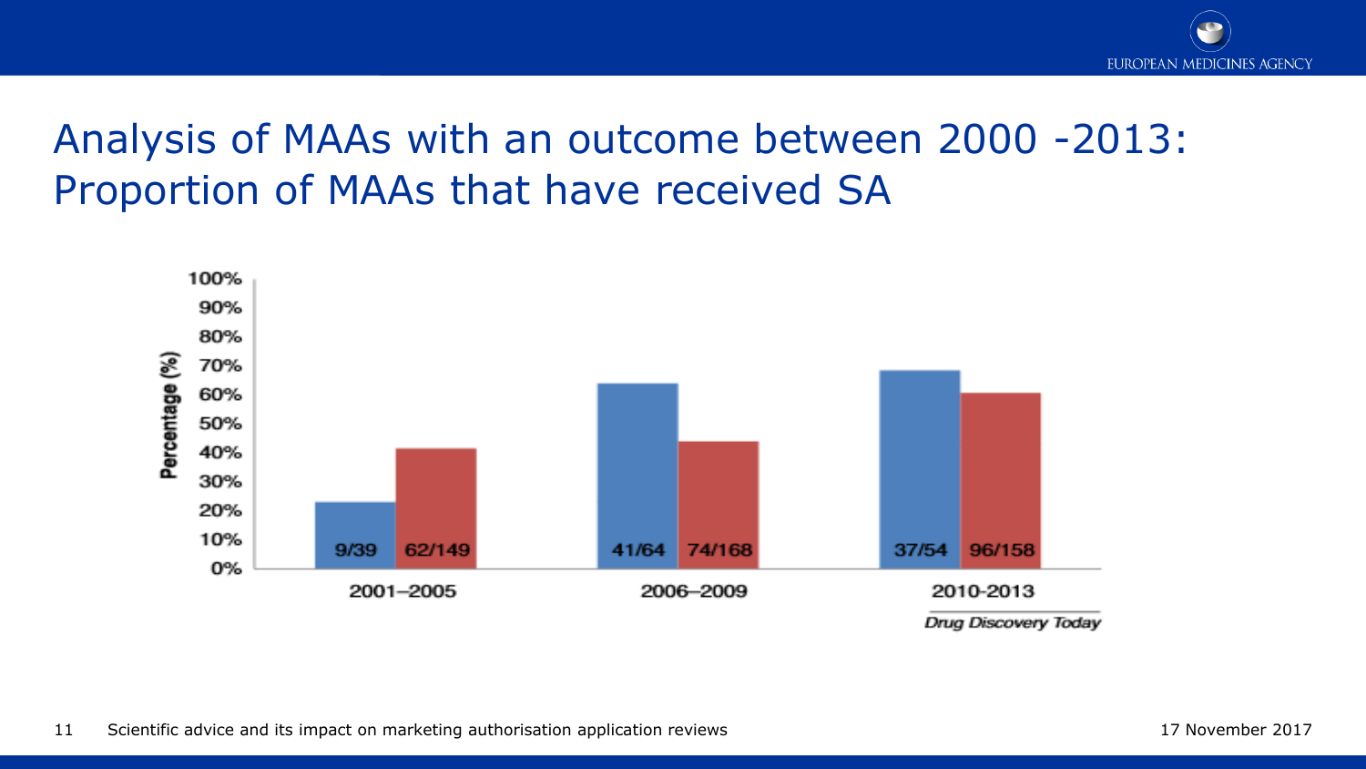# Analysis of MAAs with an outcome between 2000 -2013: Proportion of MAAs that have received SA

| Period | Blue | Red |
|---|---|---|
| 2001–2005 | 9/39 | 62/149 |
| 2006–2009 | 41/64 | 74/168 |
| 2010-2013 | 37/54 | 96/158 |

Percentage (%)

*Drug Discovery Today*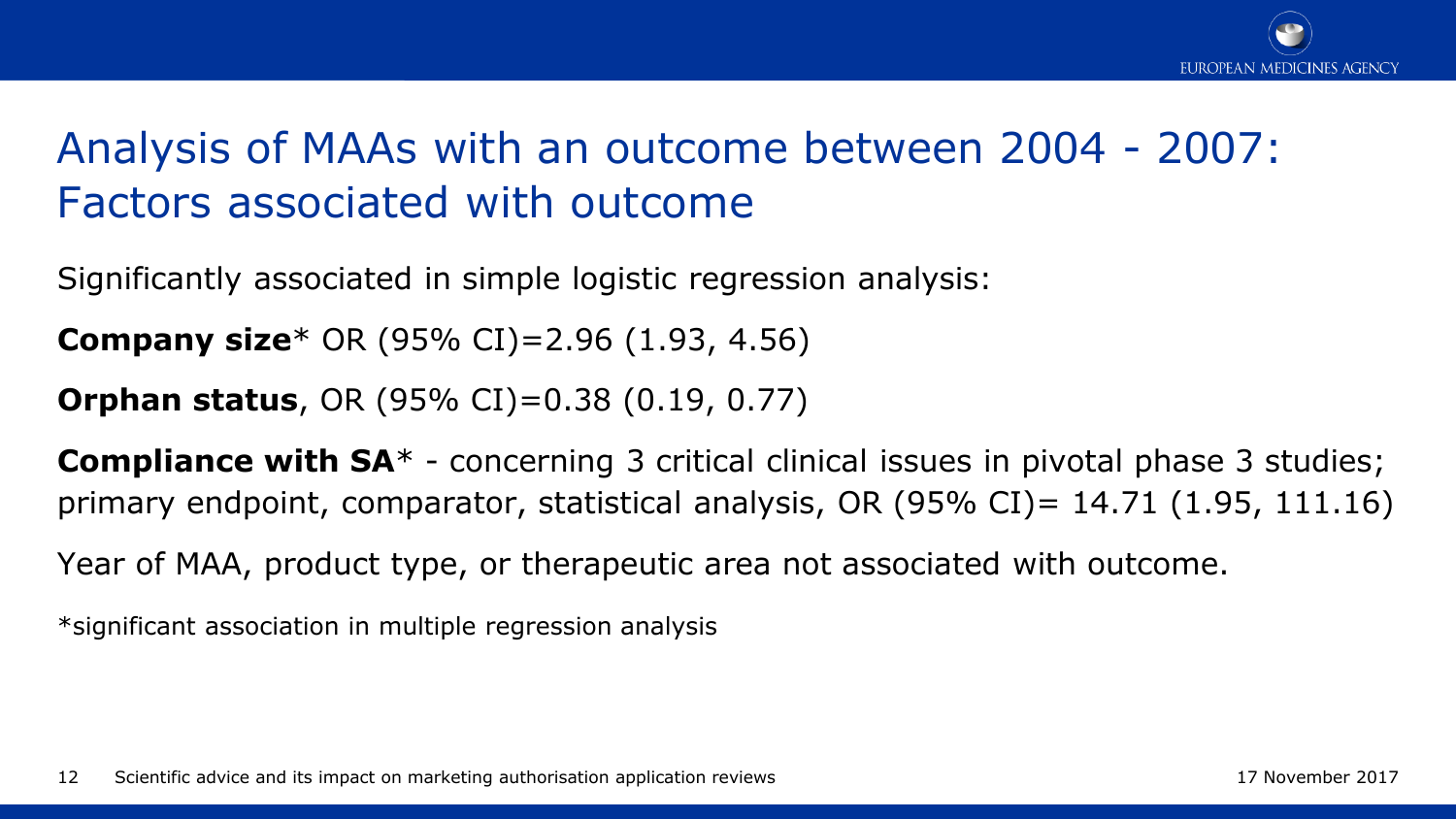# Analysis of MAAs with an outcome between 2004 - 2007: Factors associated with outcome

Significantly associated in simple logistic regression analysis:

**Company size*** OR (95% CI)=2.96 (1.93, 4.56)

**Orphan status**, OR (95% CI)=0.38 (0.19, 0.77)

**Compliance with SA*** - concerning 3 critical clinical issues in pivotal phase 3 studies; primary endpoint, comparator, statistical analysis, OR (95% CI)= 14.71 (1.95, 111.16)

Year of MAA, product type, or therapeutic area not associated with outcome.

*significant association in multiple regression analysis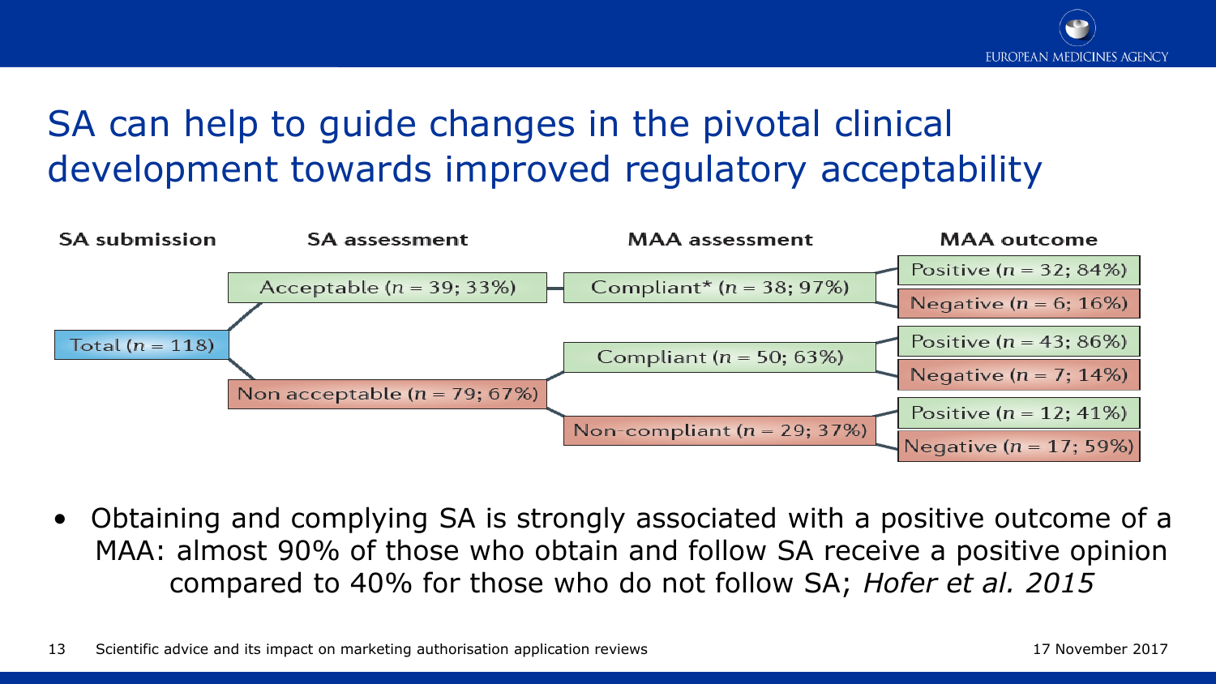# SA can help to guide changes in the pivotal clinical development towards improved regulatory acceptability

| SA submission | SA assessment | MAA assessment | MAA outcome |
| --- | --- | --- | --- |
| Total ($n$ = 118) | Acceptable ($n$ = 39; 33%) | Compliant* ($n$ = 38; 97%) | Positive ($n$ = 32; 84%) |
| | | | Negative ($n$ = 6; 16%) |
| | Non acceptable ($n$ = 79; 67%) | Compliant ($n$ = 50; 63%) | Positive ($n$ = 43; 86%) |
| | | | Negative ($n$ = 7; 14%) |
| | | Non-compliant ($n$ = 29; 37%) | Positive ($n$ = 12; 41%) |
| | | | Negative ($n$ = 17; 59%) |

- Obtaining and complying SA is strongly associated with a positive outcome of a MAA: almost 90% of those who obtain and follow SA receive a positive opinion compared to 40% for those who do not follow SA; *Hofer et al. 2015*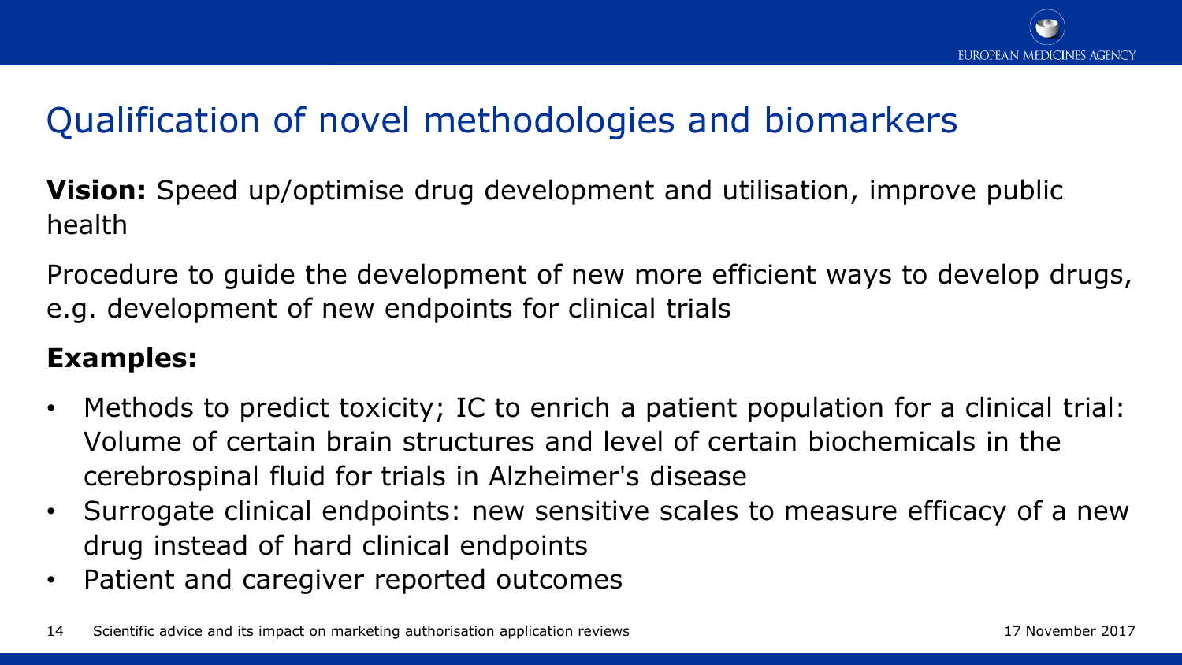# Qualification of novel methodologies and biomarkers

**Vision:** Speed up/optimise drug development and utilisation, improve public health

Procedure to guide the development of new more efficient ways to develop drugs, e.g. development of new endpoints for clinical trials

**Examples:**

- Methods to predict toxicity; IC to enrich a patient population for a clinical trial: Volume of certain brain structures and level of certain biochemicals in the cerebrospinal fluid for trials in Alzheimer's disease
- Surrogate clinical endpoints: new sensitive scales to measure efficacy of a new drug instead of hard clinical endpoints
- Patient and caregiver reported outcomes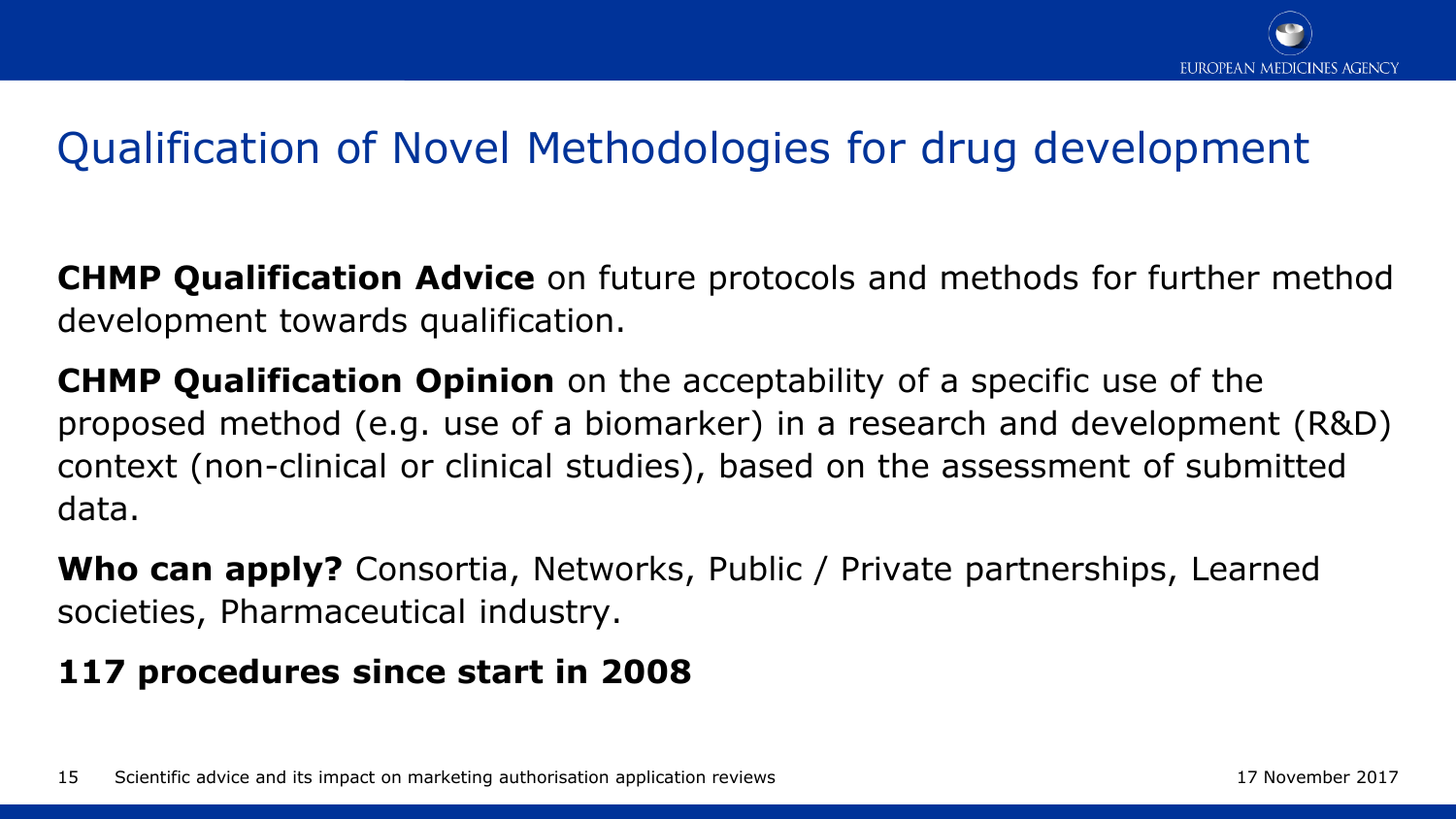# Qualification of Novel Methodologies for drug development

**CHMP Qualification Advice** on future protocols and methods for further method development towards qualification.

**CHMP Qualification Opinion** on the acceptability of a specific use of the proposed method (e.g. use of a biomarker) in a research and development (R&D) context (non-clinical or clinical studies), based on the assessment of submitted data.

**Who can apply?** Consortia, Networks, Public / Private partnerships, Learned societies, Pharmaceutical industry.

**117 procedures since start in 2008**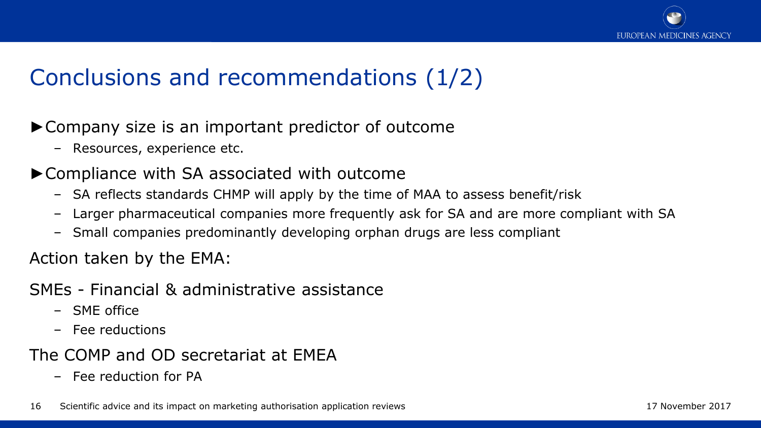# Conclusions and recommendations (1/2)

- Company size is an important predictor of outcome
  - Resources, experience etc.
- Compliance with SA associated with outcome
  - SA reflects standards CHMP will apply by the time of MAA to assess benefit/risk
  - Larger pharmaceutical companies more frequently ask for SA and are more compliant with SA
  - Small companies predominantly developing orphan drugs are less compliant

Action taken by the EMA:

SMEs - Financial & administrative assistance

- SME office
- Fee reductions

The COMP and OD secretariat at EMEA

- Fee reduction for PA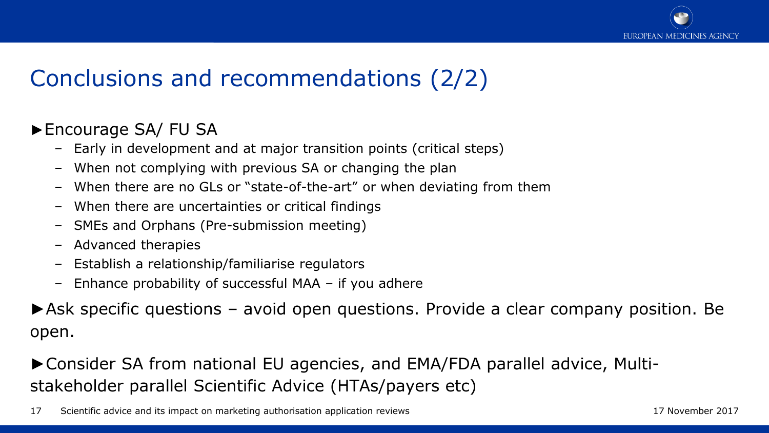# Conclusions and recommendations (2/2)

► Encourage SA/ FU SA

- Early in development and at major transition points (critical steps)
- When not complying with previous SA or changing the plan
- When there are no GLs or "state-of-the-art" or when deviating from them
- When there are uncertainties or critical findings
- SMEs and Orphans (Pre-submission meeting)
- Advanced therapies
- Establish a relationship/familiarise regulators
- Enhance probability of successful MAA – if you adhere

► Ask specific questions – avoid open questions. Provide a clear company position. Be open.

► Consider SA from national EU agencies, and EMA/FDA parallel advice, Multi-stakeholder parallel Scientific Advice (HTAs/payers etc)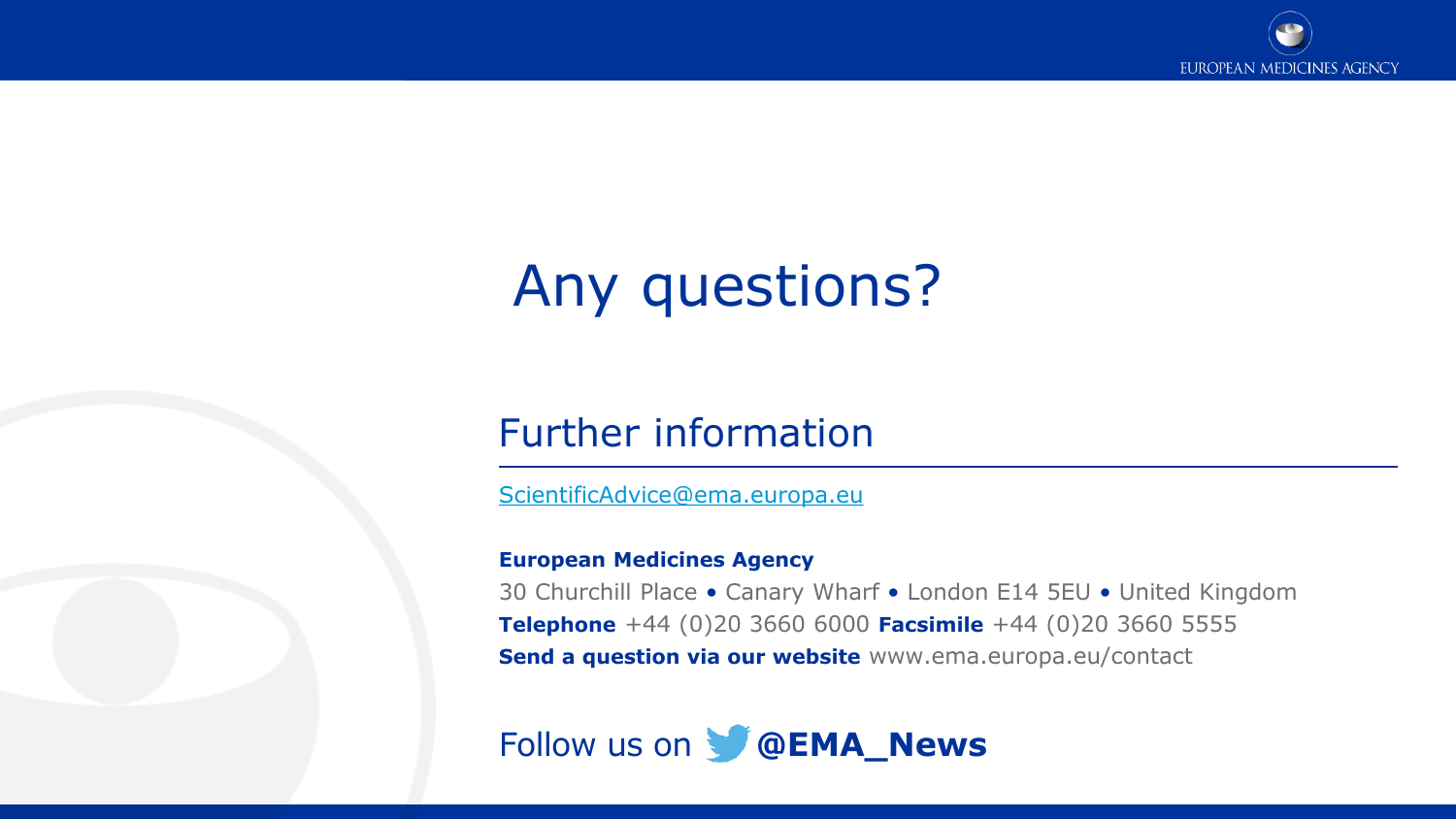# Any questions?

## Further information

ScientificAdvice@ema.europa.eu

**European Medicines Agency**

30 Churchill Place • Canary Wharf • London E14 5EU • United Kingdom

**Telephone** +44 (0)20 3660 6000 **Facsimile** +44 (0)20 3660 5555

**Send a question via our website** www.ema.europa.eu/contact

Follow us on **@EMA_News**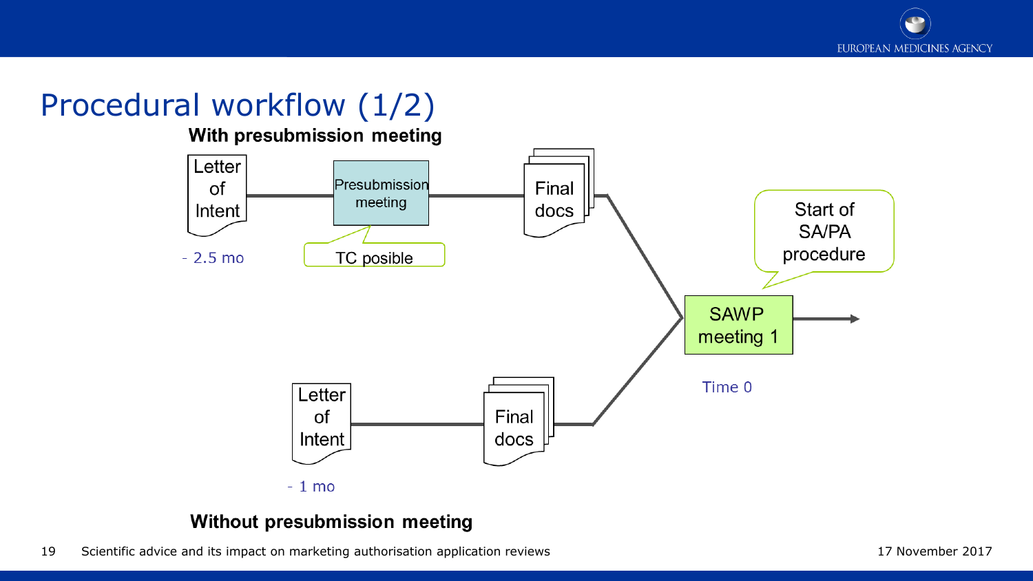# Procedural workflow (1/2)

**With presubmission meeting**

Letter of Intent → Presubmission meeting → Final docs → SAWP meeting 1

- 2.5 mo

TC posible

Start of SA/PA procedure

Time 0

Letter of Intent → Final docs → SAWP meeting 1

- 1 mo

**Without presubmission meeting**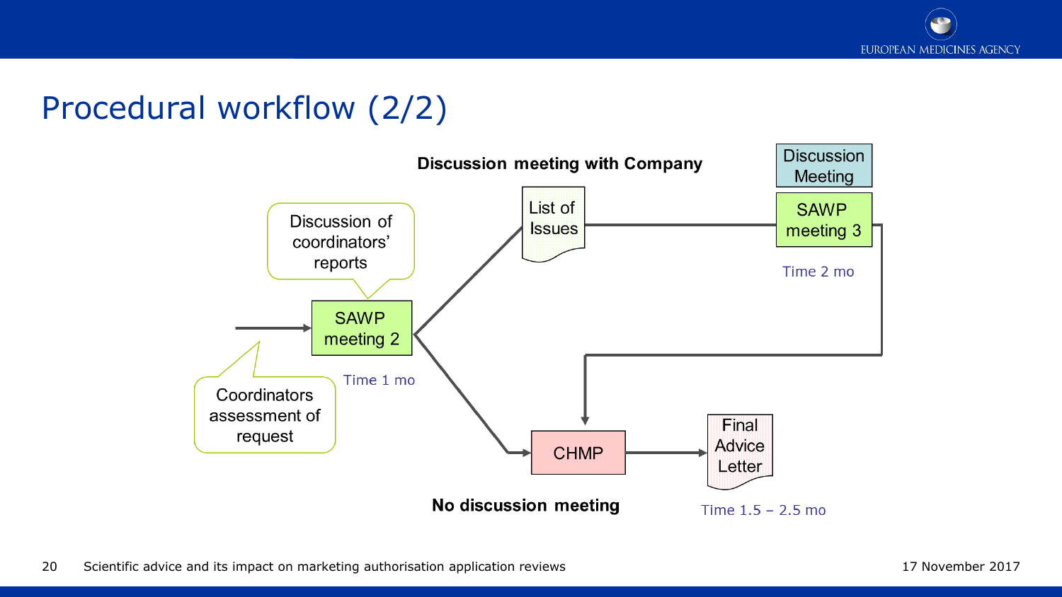# Procedural workflow (2/2)

Discussion meeting with Company

Discussion Meeting

SAWP meeting 3

Time 2 mo

List of Issues

Discussion of coordinators' reports

SAWP meeting 2

Time 1 mo

Coordinators assessment of request

CHMP

Final Advice Letter

No discussion meeting

Time 1.5 – 2.5 mo